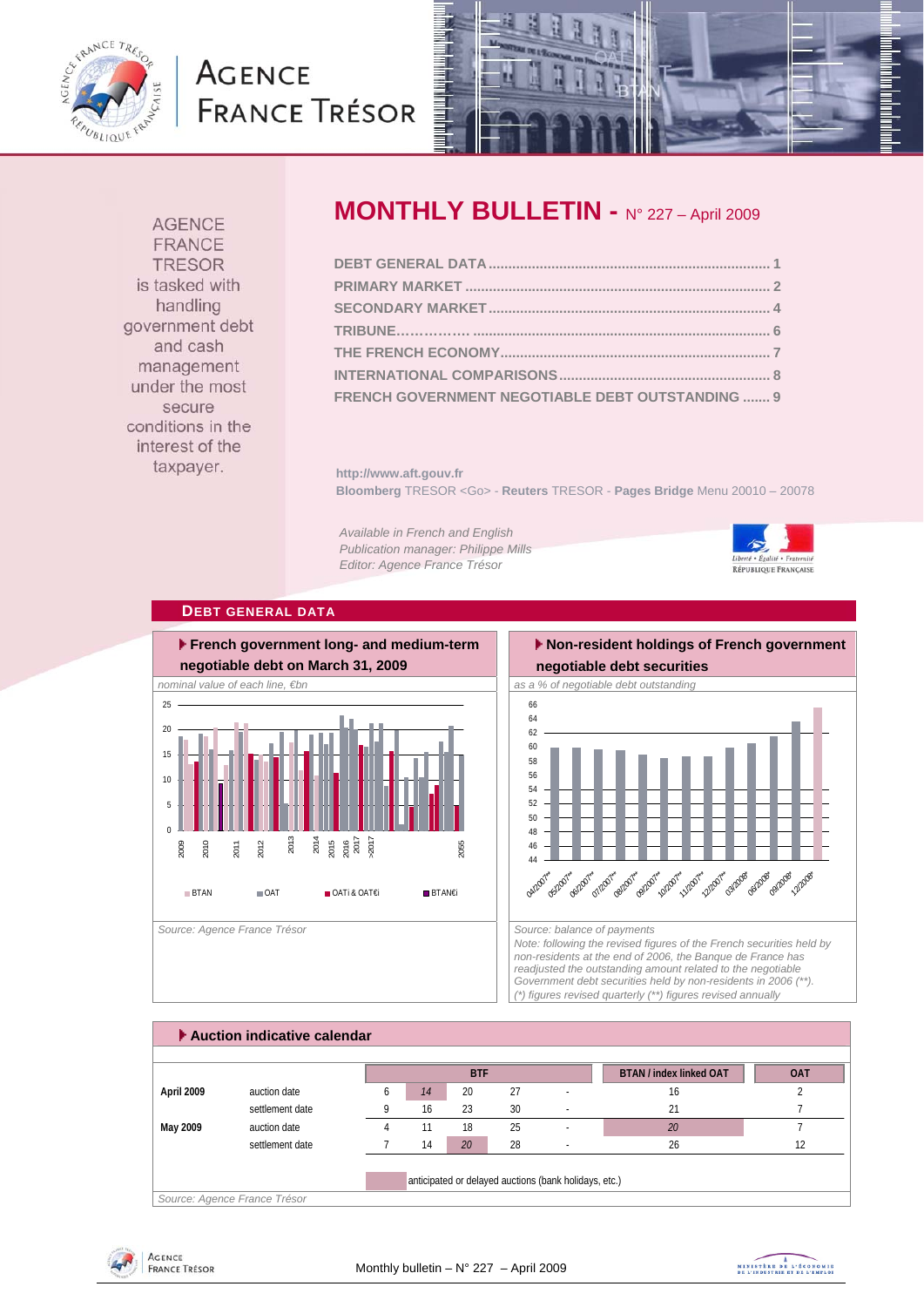# AGENCE FRANCE TRÉSOR

AGENCE FRANCE TRESOR is tasked with handling government debt and cash management under the most secure conditions in the interest of the taxpayer.

# MONTHLY BULLETIN - N° 227 – April 2009

DEBT GENERAL DATA .......................................................................... 1
PRIMARY MARKET ............................................................................. 2
SECONDARY MARKET ......................................................................... 4
TRIBUNE.................................................................................................. 6
THE FRENCH ECONOMY..................................................................... 7
INTERNATIONAL COMPARISONS ...................................................... 8
FRENCH GOVERNMENT NEGOTIABLE DEBT OUTSTANDING ....... 9

**http://www.aft.gouv.fr**
**Bloomberg** TRESOR <Go> - **Reuters** TRESOR - **Pages Bridge** Menu 20010 – 20078

*Available in French and English*
*Publication manager: Philippe Mills*
*Editor: Agence France Trésor*

## DEBT GENERAL DATA

### French government long- and medium-term negotiable debt on March 31, 2009

*nominal value of each line, €bn*

Legend: BTAN, OAT, OATi & OAT€i, BTAN€i

*Source: Agence France Trésor*

### Non-resident holdings of French government negotiable debt securities

*as a % of negotiable debt outstanding*

*Source: balance of payments*
*Note: following the revised figures of the French securities held by non-residents at the end of 2006, the Banque de France has readjusted the outstanding amount related to the negotiable Government debt securities held by non-residents in 2006 (\*\*).*
*(\*) figures revised quarterly (\*\*) figures revised annually*

### Auction indicative calendar

| | | BTF | | | | | BTAN / index linked OAT | OAT |
|---|---|---|---|---|---|---|---|---|
| **April 2009** | auction date | 6 | *14* | 20 | 27 | - | 16 | 2 |
| | settlement date | 9 | 16 | 23 | 30 | - | 21 | 7 |
| **May 2009** | auction date | 4 | 11 | 18 | 25 | - | *20* | 7 |
| | settlement date | 7 | 14 | *20* | 28 | - | 26 | 12 |

Shaded cells (italic): anticipated or delayed auctions (bank holidays, etc.)

*Source: Agence France Trésor*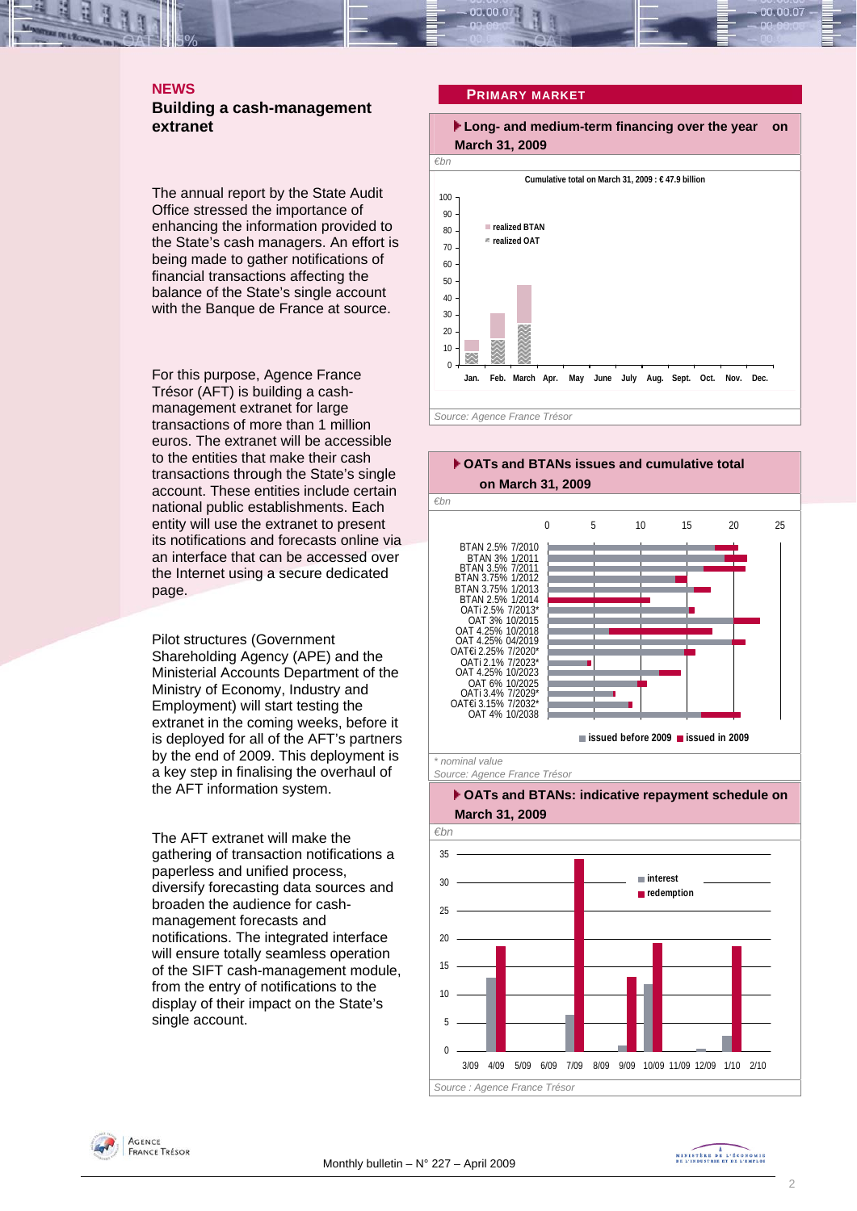## NEWS

### Building a cash-management extranet

The annual report by the State Audit Office stressed the importance of enhancing the information provided to the State's cash managers. An effort is being made to gather notifications of financial transactions affecting the balance of the State's single account with the Banque de France at source.

For this purpose, Agence France Trésor (AFT) is building a cash-management extranet for large transactions of more than 1 million euros. The extranet will be accessible to the entities that make their cash transactions through the State's single account. These entities include certain national public establishments. Each entity will use the extranet to present its notifications and forecasts online via an interface that can be accessed over the Internet using a secure dedicated page.

Pilot structures (Government Shareholding Agency (APE) and the Ministerial Accounts Department of the Ministry of Economy, Industry and Employment) will start testing the extranet in the coming weeks, before it is deployed for all of the AFT's partners by the end of 2009. This deployment is a key step in finalising the overhaul of the AFT information system.

The AFT extranet will make the gathering of transaction notifications a paperless and unified process, diversify forecasting data sources and broaden the audience for cash-management forecasts and notifications. The integrated interface will ensure totally seamless operation of the SIFT cash-management module, from the entry of notifications to the display of their impact on the State's single account.

## PRIMARY MARKET

**Long- and medium-term financing over the year on March 31, 2009**

€bn

Cumulative total on March 31, 2009 : € 47.9 billion

Legend: realized BTAN, realized OAT

Months: Jan., Feb., March, Apr., May, June, July, Aug., Sept., Oct., Nov., Dec.

*Source: Agence France Trésor*

**OATs and BTANs issues and cumulative total on March 31, 2009**

€bn

Securities: BTAN 2.5% 7/2010, BTAN 3% 1/2011, BTAN 3.5% 7/2011, BTAN 3.75% 1/2012, BTAN 3.75% 1/2013, BTAN 2.5% 1/2014, OATi 2.5% 7/2013*, OAT 3% 10/2015, OAT 4.25% 10/2018, OAT 4.25% 04/2019, OAT€i 2.25% 7/2020*, OATi 2.1% 7/2023*, OAT 4.25% 10/2023, OAT 6% 10/2025, OATi 3.4% 7/2029*, OAT€i 3.15% 7/2032*, OAT 4% 10/2038

Legend: issued before 2009, issued in 2009

*\* nominal value*

*Source: Agence France Trésor*

**OATs and BTANs: indicative repayment schedule on March 31, 2009**

€bn

Legend: interest, redemption

Months: 3/09, 4/09, 5/09, 6/09, 7/09, 8/09, 9/09, 10/09, 11/09, 12/09, 1/10, 2/10

*Source : Agence France Trésor*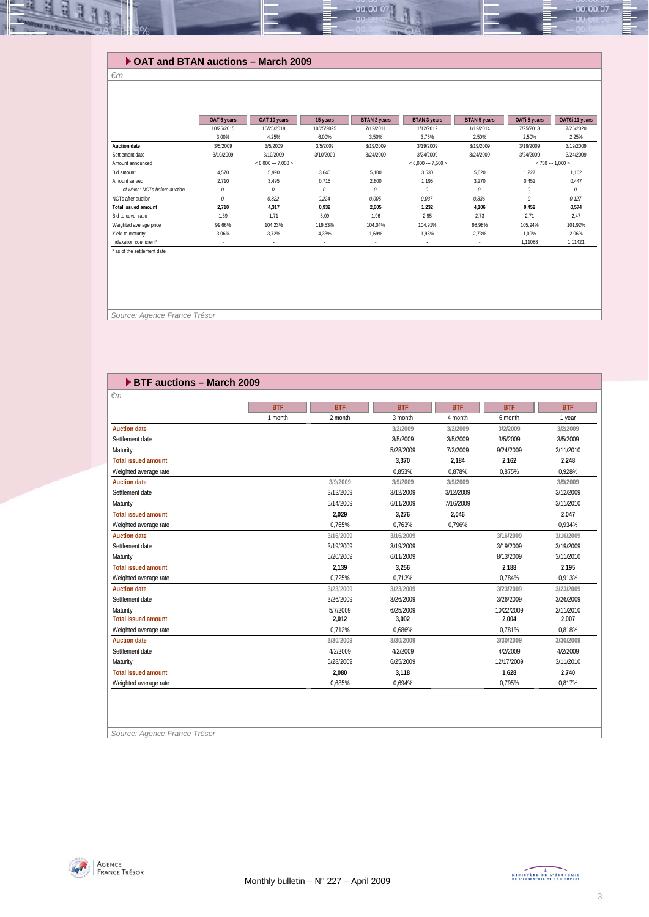## OAT and BTAN auctions – March 2009

*€m*

| | OAT 6 years | OAT 10 years | 15 years | BTAN 2 years | BTAN 3 years | BTAN 5 years | OATi 5 years | OAT€i 11 years |
|---|---|---|---|---|---|---|---|---|
| | 10/25/2015 | 10/25/2018 | 10/25/2025 | 7/12/2011 | 1/12/2012 | 1/12/2014 | 7/25/2013 | 7/25/2020 |
| | 3,00% | 4,25% | 6,00% | 3,50% | 3,75% | 2,50% | 2,50% | 2,25% |
| **Auction date** | 3/5/2009 | 3/5/2009 | 3/5/2009 | 3/19/2009 | 3/19/2009 | 3/19/2009 | 3/19/2009 | 3/19/2009 |
| Settlement date | 3/10/2009 | 3/10/2009 | 3/10/2009 | 3/24/2009 | 3/24/2009 | 3/24/2009 | 3/24/2009 | 3/24/2009 |
| Amount announced | | < 6,000 --- 7,000 > | | | < 6,000 --- 7,500 > | | < 750 --- 1,000 > | |
| Bid amount | 4,570 | 5,990 | 3,640 | 5,100 | 3,530 | 5,620 | 1,227 | 1,102 |
| Amount served | 2,710 | 3,495 | 0,715 | 2,600 | 1,195 | 3,270 | 0,452 | 0,447 |
| *of which: NCTs before auction* | *0* | *0* | *0* | *0* | *0* | *0* | *0* | *0* |
| NCTs after auction | *0* | *0,822* | *0,224* | *0,005* | *0,037* | *0,836* | *0* | *0,127* |
| **Total issued amount** | **2,710** | **4,317** | **0,939** | **2,605** | **1,232** | **4,106** | **0,452** | **0,574** |
| Bid-to-cover ratio | 1,69 | 1,71 | 5,09 | 1,96 | 2,95 | 2,73 | 2,71 | 2,47 |
| Weighted average price | 99,66% | 104,23% | 119,53% | 104,04% | 104,91% | 98,98% | 105,94% | 101,92% |
| Yield to maturity | 3,06% | 3,72% | 4,33% | 1,69% | 1,93% | 2,73% | 1,09% | 2,06% |
| Indexation coefficient* | - | - | - | - | - | - | 1,11088 | 1,11421 |

\* as of the settlement date

*Source: Agence France Trésor*

## BTF auctions – March 2009

*€m*

| | BTF | BTF | BTF | BTF | BTF | BTF |
|---|---|---|---|---|---|---|
| | 1 month | 2 month | 3 month | 4 month | 6 month | 1 year |
| **Auction date** | | | 3/2/2009 | 3/2/2009 | 3/2/2009 | 3/2/2009 |
| Settlement date | | | 3/5/2009 | 3/5/2009 | 3/5/2009 | 3/5/2009 |
| Maturity | | | 5/28/2009 | 7/2/2009 | 9/24/2009 | 2/11/2010 |
| **Total issued amount** | | | **3,370** | **2,184** | **2,162** | **2,248** |
| Weighted average rate | | | 0,853% | 0,878% | 0,875% | 0,928% |
| **Auction date** | | 3/9/2009 | 3/9/2009 | 3/9/2009 | | 3/9/2009 |
| Settlement date | | 3/12/2009 | 3/12/2009 | 3/12/2009 | | 3/12/2009 |
| Maturity | | 5/14/2009 | 6/11/2009 | 7/16/2009 | | 3/11/2010 |
| **Total issued amount** | | **2,029** | **3,276** | **2,046** | | **2,047** |
| Weighted average rate | | 0,765% | 0,763% | 0,796% | | 0,934% |
| **Auction date** | | 3/16/2009 | 3/16/2009 | | 3/16/2009 | 3/16/2009 |
| Settlement date | | 3/19/2009 | 3/19/2009 | | 3/19/2009 | 3/19/2009 |
| Maturity | | 5/20/2009 | 6/11/2009 | | 8/13/2009 | 3/11/2010 |
| **Total issued amount** | | **2,139** | **3,256** | | **2,188** | **2,195** |
| Weighted average rate | | 0,725% | 0,713% | | 0,784% | 0,913% |
| **Auction date** | | 3/23/2009 | 3/23/2009 | | 3/23/2009 | 3/23/2009 |
| Settlement date | | 3/26/2009 | 3/26/2009 | | 3/26/2009 | 3/26/2009 |
| Maturity | | 5/7/2009 | 6/25/2009 | | 10/22/2009 | 2/11/2010 |
| **Total issued amount** | | **2,012** | **3,002** | | **2,004** | **2,007** |
| Weighted average rate | | 0,712% | 0,686% | | 0,781% | 0,818% |
| **Auction date** | | 3/30/2009 | 3/30/2009 | | 3/30/2009 | 3/30/2009 |
| Settlement date | | 4/2/2009 | 4/2/2009 | | 4/2/2009 | 4/2/2009 |
| Maturity | | 5/28/2009 | 6/25/2009 | | 12/17/2009 | 3/11/2010 |
| **Total issued amount** | | **2,080** | **3,118** | | **1,628** | **2,740** |
| Weighted average rate | | 0,685% | 0,694% | | 0,795% | 0,817% |

*Source: Agence France Trésor*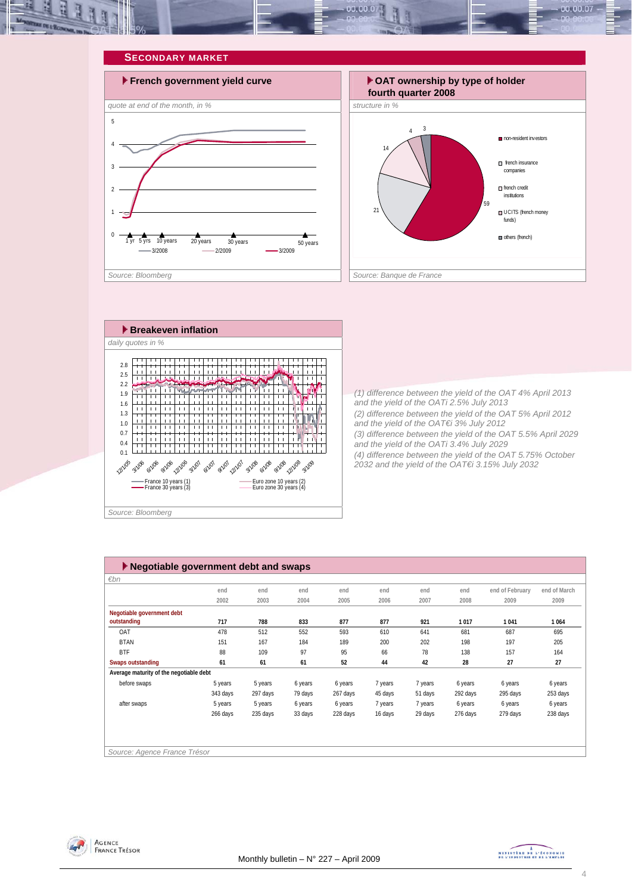## SECONDARY MARKET

### French government yield curve

*quote at end of the month, in %*

Source: Bloomberg

### OAT ownership by type of holder fourth quarter 2008

*structure in %*

- non-resident investors: 59
- french insurance companies: 21
- french credit institutions: 14
- UCITS (french money funds): 4
- others (french): 3

Source: Banque de France

### Breakeven inflation

*daily quotes in %*

Source: Bloomberg

(1) difference between the yield of the OAT 4% April 2013 and the yield of the OATi 2.5% July 2013

(2) difference between the yield of the OAT 5% April 2012 and the yield of the OAT€i 3% July 2012

(3) difference between the yield of the OAT 5.5% April 2029 and the yield of the OATi 3.4% July 2029

(4) difference between the yield of the OAT 5.75% October 2032 and the yield of the OAT€i 3.15% July 2032

### Negotiable government debt and swaps

*€bn*

| | end 2002 | end 2003 | end 2004 | end 2005 | end 2006 | end 2007 | end 2008 | end of February 2009 | end of March 2009 |
|---|---|---|---|---|---|---|---|---|---|
| **Negotiable government debt outstanding** | **717** | **788** | **833** | **877** | **877** | **921** | **1 017** | **1 041** | **1 064** |
| OAT | 478 | 512 | 552 | 593 | 610 | 641 | 681 | 687 | 695 |
| BTAN | 151 | 167 | 184 | 189 | 200 | 202 | 198 | 197 | 205 |
| BTF | 88 | 109 | 97 | 95 | 66 | 78 | 138 | 157 | 164 |
| **Swaps outstanding** | **61** | **61** | **61** | **52** | **44** | **42** | **28** | **27** | **27** |
| **Average maturity of the negotiable debt** | | | | | | | | | |
| before swaps | 5 years 343 days | 5 years 297 days | 6 years 79 days | 6 years 267 days | 7 years 45 days | 7 years 51 days | 6 years 292 days | 6 years 295 days | 6 years 253 days |
| after swaps | 5 years 266 days | 5 years 235 days | 6 years 33 days | 6 years 228 days | 7 years 16 days | 7 years 29 days | 6 years 276 days | 6 years 279 days | 6 years 238 days |

Source: Agence France Trésor

Monthly bulletin – N° 227 – April 2009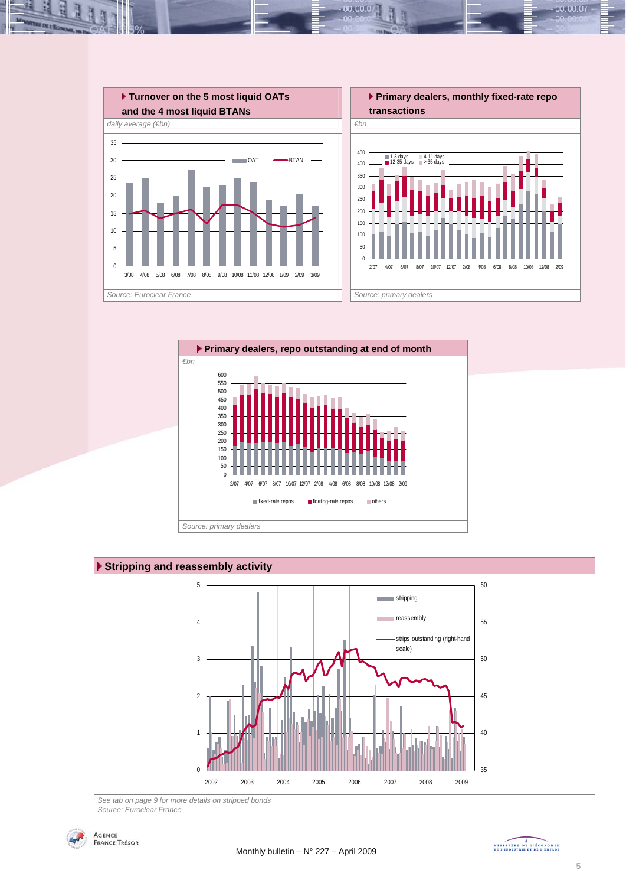### Turnover on the 5 most liquid OATs and the 4 most liquid BTANs

*daily average (€bn)*

*Source: Euroclear France*

### Primary dealers, monthly fixed-rate repo transactions

*€bn*

*Source: primary dealers*

### Primary dealers, repo outstanding at end of month

*€bn*

*Source: primary dealers*

### Stripping and reassembly activity

*See tab on page 9 for more details on stripped bonds*

*Source: Euroclear France*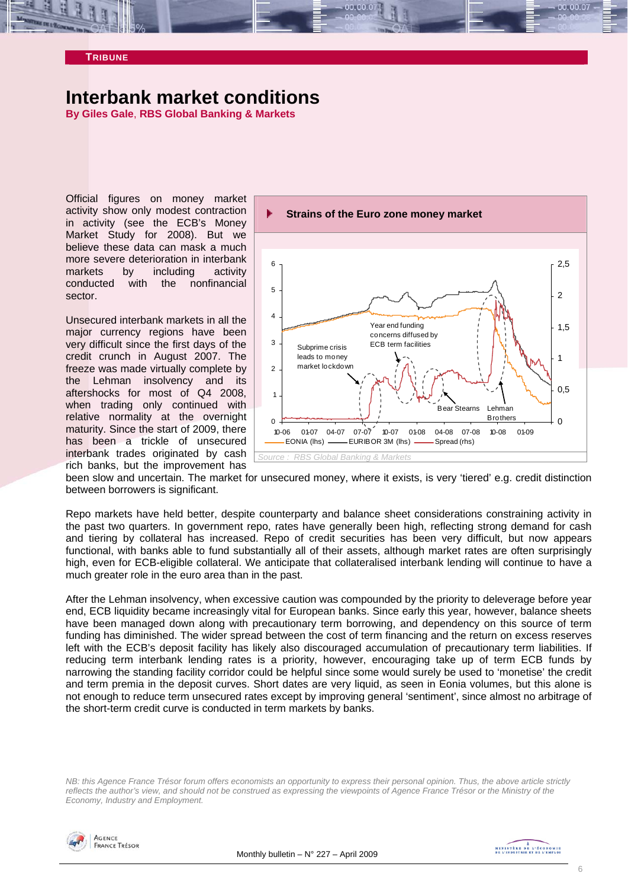**TRIBUNE**

# Interbank market conditions

**By Giles Gale, RBS Global Banking & Markets**

Official figures on money market activity show only modest contraction in activity (see the ECB's Money Market Study for 2008). But we believe these data can mask a much more severe deterioration in interbank markets by including activity conducted with the nonfinancial sector.

Unsecured interbank markets in all the major currency regions have been very difficult since the first days of the credit crunch in August 2007. The freeze was made virtually complete by the Lehman insolvency and its aftershocks for most of Q4 2008, when trading only continued with relative normality at the overnight maturity. Since the start of 2009, there has been a trickle of unsecured interbank trades originated by cash rich banks, but the improvement has been slow and uncertain. The market for unsecured money, where it exists, is very 'tiered' e.g. credit distinction between borrowers is significant.

**Strains of the Euro zone money market**

*Source : RBS Global Banking & Markets*

Repo markets have held better, despite counterparty and balance sheet considerations constraining activity in the past two quarters. In government repo, rates have generally been high, reflecting strong demand for cash and tiering by collateral has increased. Repo of credit securities has been very difficult, but now appears functional, with banks able to fund substantially all of their assets, although market rates are often surprisingly high, even for ECB-eligible collateral. We anticipate that collateralised interbank lending will continue to have a much greater role in the euro area than in the past.

After the Lehman insolvency, when excessive caution was compounded by the priority to deleverage before year end, ECB liquidity became increasingly vital for European banks. Since early this year, however, balance sheets have been managed down along with precautionary term borrowing, and dependency on this source of term funding has diminished. The wider spread between the cost of term financing and the return on excess reserves left with the ECB's deposit facility has likely also discouraged accumulation of precautionary term liabilities. If reducing term interbank lending rates is a priority, however, encouraging take up of term ECB funds by narrowing the standing facility corridor could be helpful since some would surely be used to 'monetise' the credit and term premia in the deposit curves. Short dates are very liquid, as seen in Eonia volumes, but this alone is not enough to reduce term unsecured rates except by improving general 'sentiment', since almost no arbitrage of the short-term credit curve is conducted in term markets by banks.

*NB: this Agence France Trésor forum offers economists an opportunity to express their personal opinion. Thus, the above article strictly reflects the author's view, and should not be construed as expressing the viewpoints of Agence France Trésor or the Ministry of the Economy, Industry and Employment.*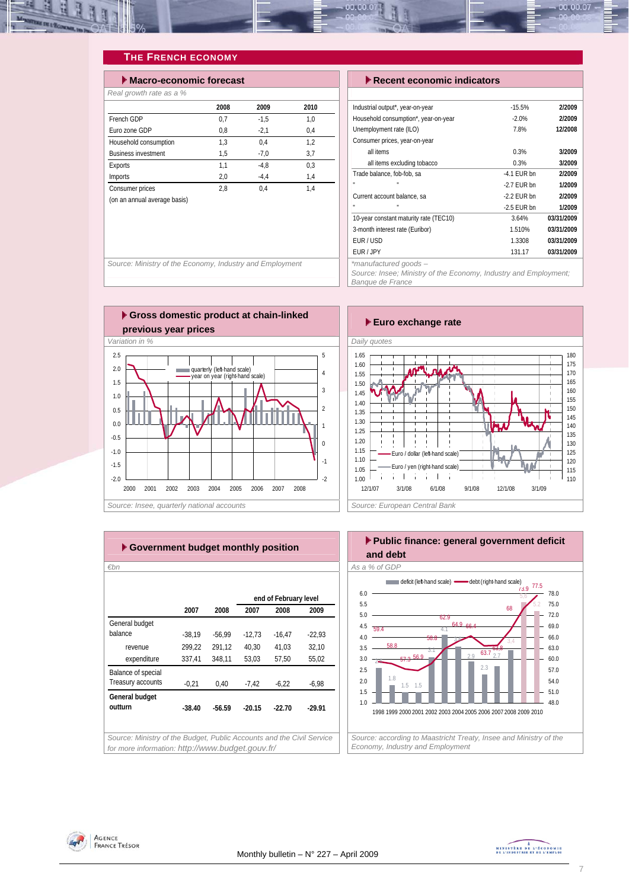## THE FRENCH ECONOMY

### Macro-economic forecast

*Real growth rate as a %*

| | 2008 | 2009 | 2010 |
|---|---|---|---|
| French GDP | 0,7 | -1,5 | 1,0 |
| Euro zone GDP | 0,8 | -2,1 | 0,4 |
| Household consumption | 1,3 | 0,4 | 1,2 |
| Business investment | 1,5 | -7,0 | 3,7 |
| Exports | 1,1 | -4,8 | 0,3 |
| Imports | 2,0 | -4,4 | 1,4 |
| Consumer prices | 2,8 | 0,4 | 1,4 |
| (on an annual average basis) | | | |

*Source: Ministry of the Economy, Industry and Employment*

### Recent economic indicators

| | | |
|---|---|---|
| Industrial output*, year-on-year | -15.5% | 2/2009 |
| Household consumption*, year-on-year | -2.0% | 2/2009 |
| Unemployment rate (ILO) | 7.8% | 12/2008 |
| Consumer prices, year-on-year | | |
| all items | 0.3% | 3/2009 |
| all items excluding tobacco | 0.3% | 3/2009 |
| Trade balance, fob-fob, sa | -4.1 EUR bn | 2/2009 |
| " " | -2.7 EUR bn | 1/2009 |
| Current account balance, sa | -2.2 EUR bn | 2/2009 |
| " " | -2.5 EUR bn | 1/2009 |
| 10-year constant maturity rate (TEC10) | 3.64% | 03/31/2009 |
| 3-month interest rate (Euribor) | 1.510% | 03/31/2009 |
| EUR / USD | 1.3308 | 03/31/2009 |
| EUR / JPY | 131.17 | 03/31/2009 |

*\*manufactured goods –*
*Source: Insee; Ministry of the Economy, Industry and Employment; Banque de France*

### Gross domestic product at chain-linked previous year prices

*Variation in %*

*Source: Insee, quarterly national accounts*

### Euro exchange rate

*Daily quotes*

*Source: European Central Bank*

### Government budget monthly position

*€bn*

| | 2007 | 2008 | end of February level 2007 | 2008 | 2009 |
|---|---|---|---|---|---|
| General budget balance | -38,19 | -56,99 | -12,73 | -16,47 | -22,93 |
| revenue | 299,22 | 291,12 | 40,30 | 41,03 | 32,10 |
| expenditure | 337,41 | 348,11 | 53,03 | 57,50 | 55,02 |
| Balance of special Treasury accounts | -0,21 | 0,40 | -7,42 | -6,22 | -6,98 |
| **General budget outturn** | **-38.40** | **-56.59** | **-20.15** | **-22.70** | **-29.91** |

*Source: Ministry of the Budget, Public Accounts and the Civil Service*
*for more information: http://www.budget.gouv.fr/*

### Public finance: general government deficit and debt

*As a % of GDP*

*Source: according to Maastricht Treaty, Insee and Ministry of the Economy, Industry and Employment*

Monthly bulletin – N° 227 – April 2009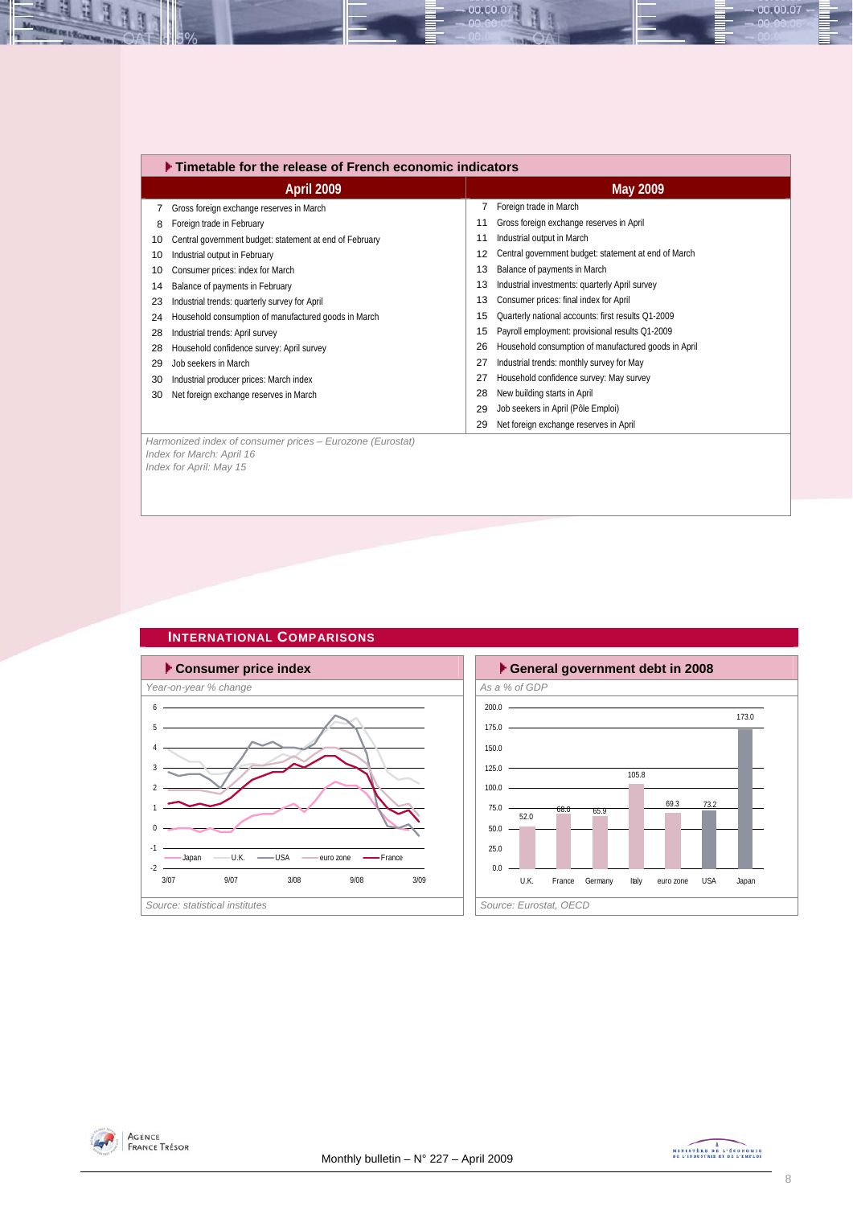## Timetable for the release of French economic indicators

| April 2009 | | May 2009 | |
|---|---|---|---|
| 7 | Gross foreign exchange reserves in March | 7 | Foreign trade in March |
| 8 | Foreign trade in February | 11 | Gross foreign exchange reserves in April |
| 10 | Central government budget: statement at end of February | 11 | Industrial output in March |
| 10 | Industrial output in February | 12 | Central government budget: statement at end of March |
| 10 | Consumer prices: index for March | 13 | Balance of payments in March |
| 14 | Balance of payments in February | 13 | Industrial investments: quarterly April survey |
| 23 | Industrial trends: quarterly survey for April | 13 | Consumer prices: final index for April |
| 24 | Household consumption of manufactured goods in March | 15 | Quarterly national accounts: first results Q1-2009 |
| 28 | Industrial trends: April survey | 15 | Payroll employment: provisional results Q1-2009 |
| 28 | Household confidence survey: April survey | 26 | Household consumption of manufactured goods in April |
| 29 | Job seekers in March | 27 | Industrial trends: monthly survey for May |
| 30 | Industrial producer prices: March index | 27 | Household confidence survey: May survey |
| 30 | Net foreign exchange reserves in March | 28 | New building starts in April |
| | | 29 | Job seekers in April (Pôle Emploi) |
| | | 29 | Net foreign exchange reserves in April |

*Harmonized index of consumer prices – Eurozone (Eurostat)*
*Index for March: April 16*
*Index for April: May 15*

## International Comparisons

### Consumer price index

*Year-on-year % change*

*Source: statistical institutes*

### General government debt in 2008

*As a % of GDP*

| U.K. | France | Germany | Italy | euro zone | USA | Japan |
|---|---|---|---|---|---|---|
| 52.0 | 68.0 | 65.9 | 105.8 | 69.3 | 73.2 | 173.0 |

*Source: Eurostat, OECD*

Monthly bulletin – N° 227 – April 2009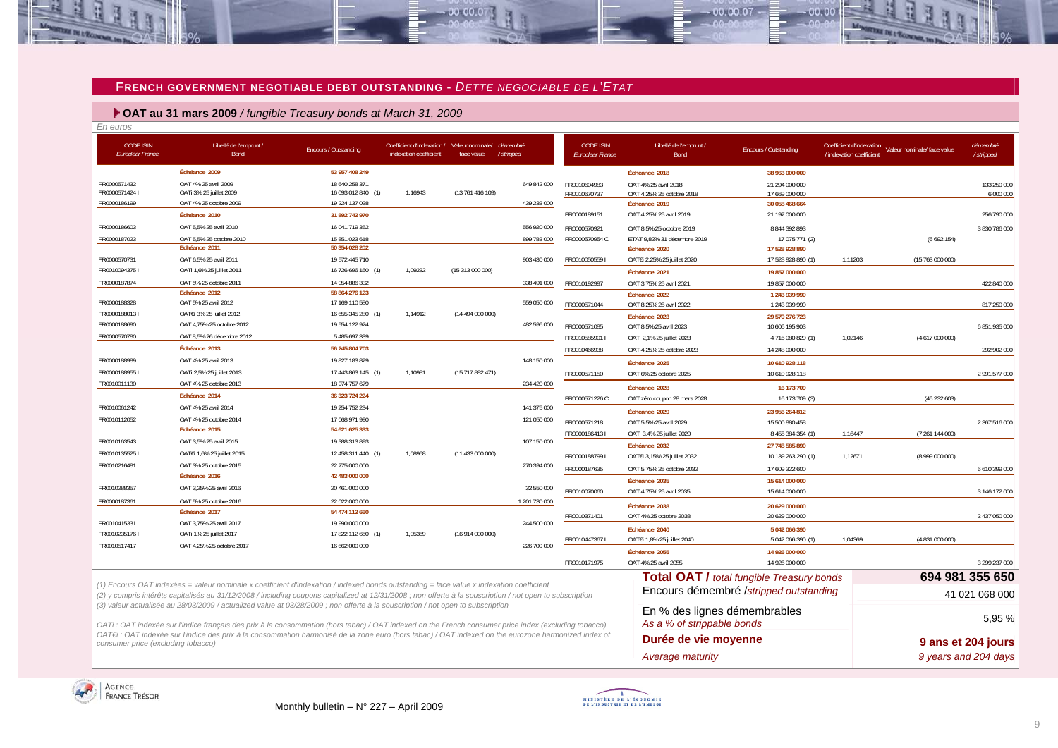## FRENCH GOVERNMENT NEGOTIABLE DEBT OUTSTANDING - *DETTE NEGOCIABLE DE L'ETAT*

### OAT au 31 mars 2009 / *fungible Treasury bonds at March 31, 2009*

*En euros*

| CODE ISIN *Euroclear France* | Libellé de l'emprunt / *Bond* | Encours / *Outstanding* | Coefficient d'indexation / *indexation coefficient* | Valeur nominale/ *face value* | démembré / *stripped* |
|---|---|---|---|---|---|
| | **Échéance 2009** | **53 957 408 249** | | | |
| FR0000571432 | OAT 4% 25 avril 2009 | 18 640 258 371 | | | 649 842 000 |
| FR0000571424 I | OATi 3% 25 juillet 2009 | 16 093 012 840 (1) | 1,16943 | (13 761 416 109) | |
| FR0000186199 | OAT 4% 25 octobre 2009 | 19 224 137 038 | | | 439 233 000 |
| | **Échéance 2010** | **31 892 742 970** | | | |
| FR0000186603 | OAT 5,5% 25 avril 2010 | 16 041 719 352 | | | 556 920 000 |
| FR0000187023 | OAT 5,5% 25 octobre 2010 | 15 851 023 618 | | | 899 783 000 |
| | **Échéance 2011** | **50 354 028 202** | | | |
| FR0000570731 | OAT 6,5% 25 avril 2011 | 19 572 445 710 | | | 903 430 000 |
| FR0010094375 I | OATi 1,6% 25 juillet 2011 | 16 726 696 160 (1) | 1,09232 | (15 313 000 000) | |
| FR0000187874 | OAT 5% 25 octobre 2011 | 14 054 886 332 | | | 338 491 000 |
| | **Échéance 2012** | **58 864 276 123** | | | |
| FR0000188328 | OAT 5% 25 avril 2012 | 17 169 110 580 | | | 559 050 000 |
| FR0000188013 I | OAT€i 3% 25 juillet 2012 | 16 655 345 280 (1) | 1,14912 | (14 494 000 000) | |
| FR0000188690 | OAT 4,75% 25 octobre 2012 | 19 554 122 924 | | | 482 596 000 |
| FR0000570780 | OAT 8,5% 26 décembre 2012 | 5 485 697 339 | | | |
| | **Échéance 2013** | **56 245 804 703** | | | |
| FR0000188989 | OAT 4% 25 avril 2013 | 19 827 183 879 | | | 148 150 000 |
| FR0000188955 I | OATi 2,5% 25 juillet 2013 | 17 443 863 145 (1) | 1,10981 | (15 717 882 471) | |
| FR0010011130 | OAT 4% 25 octobre 2013 | 18 974 757 679 | | | 234 420 000 |
| | **Échéance 2014** | **36 323 724 224** | | | |
| FR0010061242 | OAT 4% 25 avril 2014 | 19 254 752 234 | | | 141 375 000 |
| FR0010112052 | OAT 4% 25 octobre 2014 | 17 068 971 990 | | | 121 050 000 |
| | **Échéance 2015** | **54 621 625 333** | | | |
| FR0010163543 | OAT 3,5% 25 avril 2015 | 19 388 313 893 | | | 107 150 000 |
| FR0010135525 I | OAT€i 1,6% 25 juillet 2015 | 12 458 311 440 (1) | 1,08968 | (11 433 000 000) | |
| FR0010216481 | OAT 3% 25 octobre 2015 | 22 775 000 000 | | | 270 394 000 |
| | **Échéance 2016** | **42 483 000 000** | | | |
| FR0010288357 | OAT 3,25% 25 avril 2016 | 20 461 000 000 | | | 32 550 000 |
| FR0000187361 | OAT 5% 25 octobre 2016 | 22 022 000 000 | | | 1 201 730 000 |
| | **Échéance 2017** | **54 474 112 660** | | | |
| FR0010415331 | OAT 3,75% 25 avril 2017 | 19 990 000 000 | | | 244 500 000 |
| FR0010235176 I | OATi 1% 25 juillet 2017 | 17 822 112 660 (1) | 1,05369 | (16 914 000 000) | |
| FR0010517417 | OAT 4,25% 25 octobre 2017 | 16 662 000 000 | | | 226 700 000 |
| | **Échéance 2018** | **38 963 000 000** | | | |
| FR0010604983 | OAT 4% 25 avril 2018 | 21 294 000 000 | | | 133 250 000 |
| FR0010670737 | OAT 4,25% 25 octobre 2018 | 17 669 000 000 | | | 6 000 000 |
| | **Échéance 2019** | **30 058 468 664** | | | |
| FR0000189151 | OAT 4,25% 25 avril 2019 | 21 197 000 000 | | | 256 790 000 |
| FR0000570921 | OAT 8,5% 25 octobre 2019 | 8 844 392 893 | | | 3 830 786 000 |
| FR0000570954 C | ETAT 9,82% 31 décembre 2019 | 17 075 771 (2) | | (6 692 154) | |
| | **Échéance 2020** | **17 528 928 890** | | | |
| FR0010050559 I | OAT€i 2,25% 25 juillet 2020 | 17 528 928 890 (1) | 1,11203 | (15 763 000 000) | |
| | **Échéance 2021** | **19 857 000 000** | | | |
| FR0010192997 | OAT 3,75% 25 avril 2021 | 19 857 000 000 | | | 422 840 000 |
| | **Échéance 2022** | **1 243 939 990** | | | |
| FR0000571044 | OAT 8,25% 25 avril 2022 | 1 243 939 990 | | | 817 250 000 |
| | **Échéance 2023** | **29 570 276 723** | | | |
| FR0000571085 | OAT 8,5% 25 avril 2023 | 10 606 195 903 | | | 6 851 935 000 |
| FR0010585901 I | OATi 2,1% 25 juillet 2023 | 4 716 080 820 (1) | 1,02146 | (4 617 000 000) | |
| FR0010466938 | OAT 4,25% 25 octobre 2023 | 14 248 000 000 | | | 292 902 000 |
| | **Échéance 2025** | **10 610 928 118** | | | |
| FR0000571150 | OAT 6% 25 octobre 2025 | 10 610 928 118 | | | 2 991 577 000 |
| | **Échéance 2028** | **16 173 709** | | | |
| FR0000571226 C | OAT zéro coupon 28 mars 2028 | 16 173 709 (3) | | (46 232 603) | |
| | **Échéance 2029** | **23 956 264 812** | | | |
| FR0000571218 | OAT 5,5% 25 avril 2029 | 15 500 880 458 | | | 2 367 516 000 |
| FR0000186413 I | OATi 3,4% 25 juillet 2029 | 8 455 384 354 (1) | 1,16447 | (7 261 144 000) | |
| | **Échéance 2032** | **27 748 585 890** | | | |
| FR0000188799 I | OAT€i 3,15% 25 juillet 2032 | 10 139 263 290 (1) | 1,12671 | (8 999 000 000) | |
| FR0000187635 | OAT 5,75% 25 octobre 2032 | 17 609 322 600 | | | 6 610 399 000 |
| | **Échéance 2035** | **15 614 000 000** | | | |
| FR0010070060 | OAT 4,75% 25 avril 2035 | 15 614 000 000 | | | 3 146 172 000 |
| | **Échéance 2038** | **20 629 000 000** | | | |
| FR0010371401 | OAT 4% 25 octobre 2038 | 20 629 000 000 | | | 2 437 050 000 |
| | **Échéance 2040** | **5 042 066 390** | | | |
| FR0010447367 I | OAT€i 1,8% 25 juillet 2040 | 5 042 066 390 (1) | 1,04369 | (4 831 000 000) | |
| | **Échéance 2055** | **14 926 000 000** | | | |
| FR0010171975 | OAT 4% 25 avril 2055 | 14 926 000 000 | | | 3 299 237 000 |

| | |
|---|---|
| **Total OAT /** *total fungible Treasury bonds* | **694 981 355 650** |
| Encours démembré /*stripped outstanding* | 41 021 068 000 |
| En % des lignes démembrables *As a % of strippable bonds* | 5,95 % |
| **Durée de vie moyenne** *Average maturity* | **9 ans et 204 jours** *9 years and 204 days* |

*(1) Encours OAT indexées = valeur nominale x coefficient d'indexation / indexed bonds outstanding = face value x indexation coefficient*

*(2) y compris intérêts capitalisés au 31/12/2008 / including coupons capitalized at 12/31/2008 ; non offerte à la souscription / not open to subscription*

*(3) valeur actualisée au 28/03/2009 / actualized value at 03/28/2009 ; non offerte à la souscription / not open to subscription*

*OATi : OAT indexée sur l'indice français des prix à la consommation (hors tabac) / OAT indexed on the French consumer price index (excluding tobacco)*

*OAT€i : OAT indexée sur l'indice des prix à la consommation harmonisé de la zone euro (hors tabac) / OAT indexed on the eurozone harmonized index of consumer price (excluding tobacco)*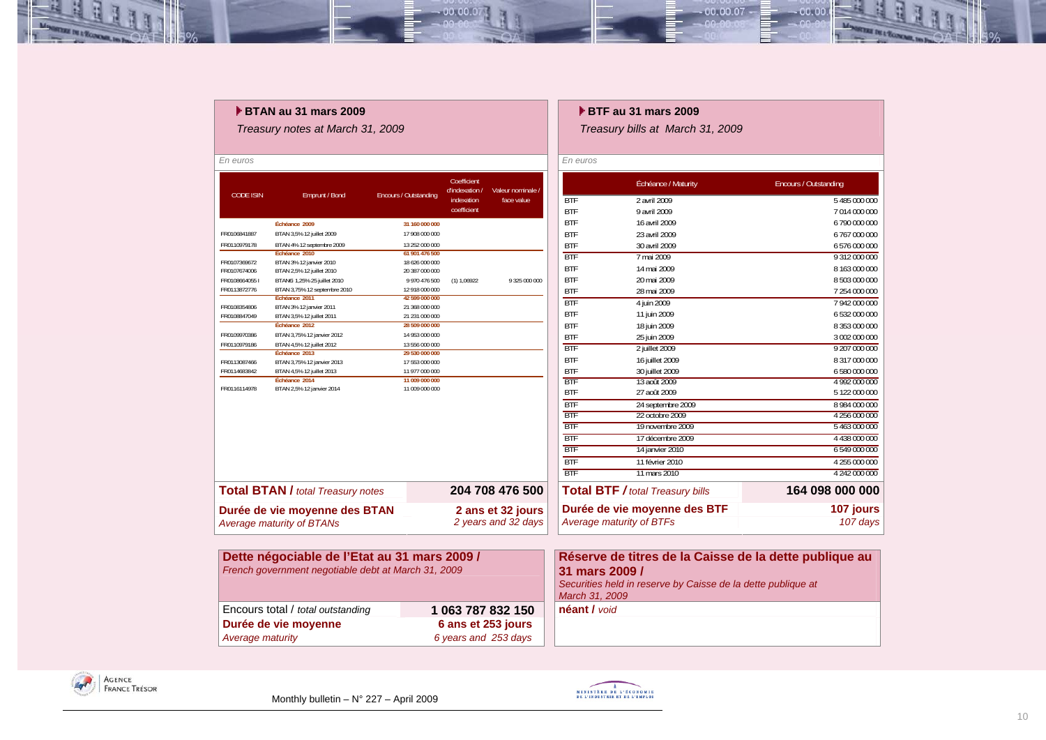## BTAN au 31 mars 2009

*Treasury notes at March 31, 2009*

*En euros*

| CODE ISIN | Emprunt / Bond | Encours / Outstanding | Coefficient d'indexation / indexation coefficient | Valeur nominale / face value |
|---|---|---|---|---|
| | **Échéance 2009** | **31 160 000 000** | | |
| FR0106841887 | BTAN 3,5% 12 juillet 2009 | 17 908 000 000 | | |
| FR0110979178 | BTAN 4% 12 septembre 2009 | 13 252 000 000 | | |
| | **Échéance 2010** | **61 901 476 500** | | |
| FR0107369672 | BTAN 3% 12 janvier 2010 | 18 626 000 000 | | |
| FR0107674006 | BTAN 2,5% 12 juillet 2010 | 20 387 000 000 | | |
| FR0108664055 I | BTAN€i 1,25% 25 juillet 2010 | 9 970 476 500 | (1) 1,06922 | 9 325 000 000 |
| FR0113872776 | BTAN 3,75% 12 septembre 2010 | 12 918 000 000 | | |
| | **Échéance 2011** | **42 599 000 000** | | |
| FR0108354806 | BTAN 3% 12 janvier 2011 | 21 368 000 000 | | |
| FR0108847049 | BTAN 3,5% 12 juillet 2011 | 21 231 000 000 | | |
| | **Échéance 2012** | **28 509 000 000** | | |
| FR0109970386 | BTAN 3,75% 12 janvier 2012 | 14 953 000 000 | | |
| FR0110979186 | BTAN 4,5% 12 juillet 2012 | 13 556 000 000 | | |
| | **Échéance 2013** | **29 530 000 000** | | |
| FR0113087466 | BTAN 3,75% 12 janvier 2013 | 17 553 000 000 | | |
| FR0114683842 | BTAN 4,5% 12 juillet 2013 | 11 977 000 000 | | |
| | **Échéance 2014** | **11 009 000 000** | | |
| FR0116114978 | BTAN 2,5% 12 janvier 2014 | 11 009 000 000 | | |

| | |
|---|---|
| **Total BTAN /** *total Treasury notes* | **204 708 476 500** |
| **Durée de vie moyenne des BTAN** *Average maturity of BTANs* | **2 ans et 32 jours** *2 years and 32 days* |

## BTF au 31 mars 2009

*Treasury bills at March 31, 2009*

*En euros*

| | Échéance / Maturity | Encours / Outstanding |
|---|---|---|
| BTF | 2 avril 2009 | 5 485 000 000 |
| BTF | 9 avril 2009 | 7 014 000 000 |
| BTF | 16 avril 2009 | 6 790 000 000 |
| BTF | 23 avril 2009 | 6 767 000 000 |
| BTF | 30 avril 2009 | 6 576 000 000 |
| BTF | 7 mai 2009 | 9 312 000 000 |
| BTF | 14 mai 2009 | 8 163 000 000 |
| BTF | 20 mai 2009 | 8 503 000 000 |
| BTF | 28 mai 2009 | 7 254 000 000 |
| BTF | 4 juin 2009 | 7 942 000 000 |
| BTF | 11 juin 2009 | 6 532 000 000 |
| BTF | 18 juin 2009 | 8 353 000 000 |
| BTF | 25 juin 2009 | 3 002 000 000 |
| BTF | 2 juillet 2009 | 9 207 000 000 |
| BTF | 16 juillet 2009 | 8 317 000 000 |
| BTF | 30 juillet 2009 | 6 580 000 000 |
| BTF | 13 août 2009 | 4 992 000 000 |
| BTF | 27 août 2009 | 5 122 000 000 |
| BTF | 24 septembre 2009 | 8 984 000 000 |
| BTF | 22 octobre 2009 | 4 256 000 000 |
| BTF | 19 novembre 2009 | 5 463 000 000 |
| BTF | 17 décembre 2009 | 4 438 000 000 |
| BTF | 14 janvier 2010 | 6 549 000 000 |
| BTF | 11 février 2010 | 4 255 000 000 |
| BTF | 11 mars 2010 | 4 242 000 000 |

| | |
|---|---|
| **Total BTF /** *total Treasury bills* | **164 098 000 000** |
| **Durée de vie moyenne des BTF** *Average maturity of BTFs* | **107 jours** *107 days* |

## Dette négociable de l'Etat au 31 mars 2009 /

*French government negotiable debt at March 31, 2009*

| | |
|---|---|
| Encours total / *total outstanding* | **1 063 787 832 150** |
| **Durée de vie moyenne** *Average maturity* | **6 ans et 253 jours** *6 years and 253 days* |

## Réserve de titres de la Caisse de la dette publique au 31 mars 2009 /

*Securities held in reserve by Caisse de la dette publique at March 31, 2009*

**néant /** *void*

Monthly bulletin – N° 227 – April 2009